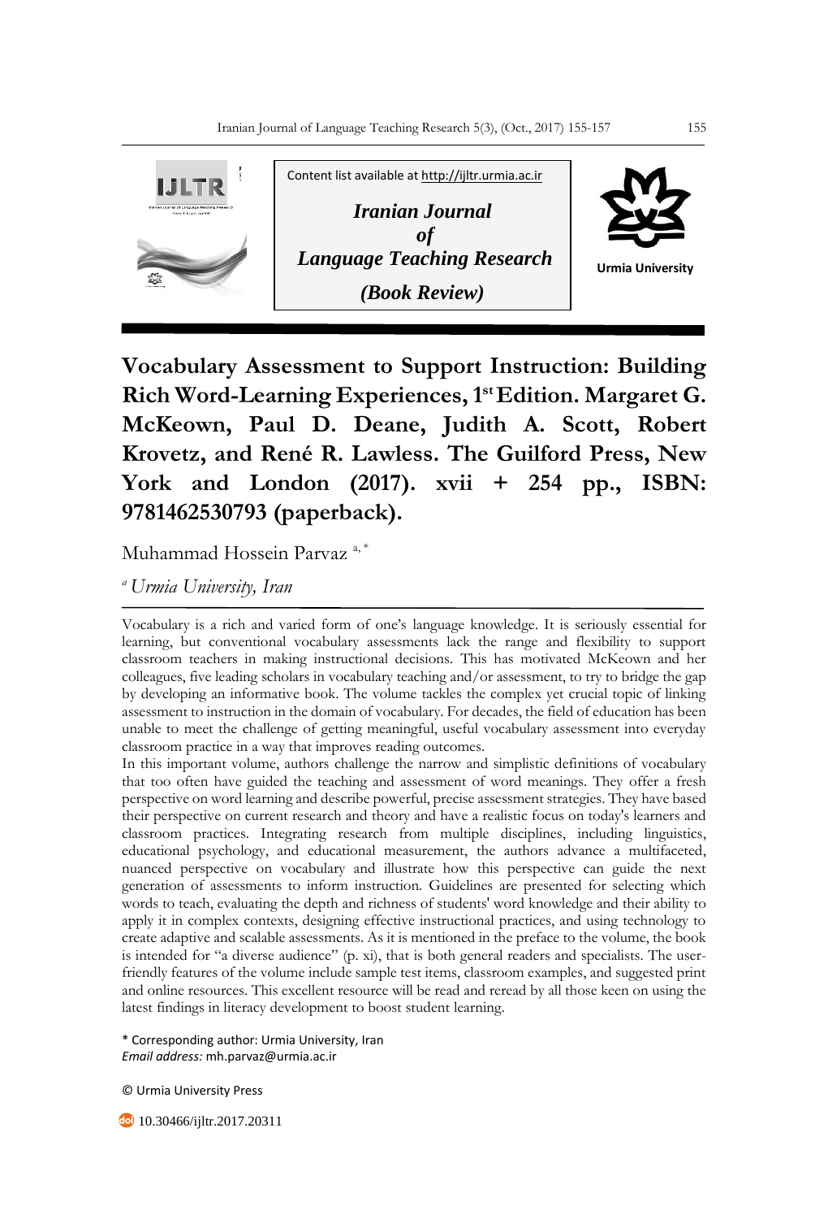Content list available at http://ijltr.urmia.ac.ir

*Iranian Journal of Language Teaching Research*

*(Book Review)*

Urmia University

# Vocabulary Assessment to Support Instruction: Building Rich Word-Learning Experiences, 1st Edition. Margaret G. McKeown, Paul D. Deane, Judith A. Scott, Robert Krovetz, and René R. Lawless. The Guilford Press, New York and London (2017). xvii + 254 pp., ISBN: 9781462530793 (paperback).

Muhammad Hossein Parvaz [a, *]

[a] *Urmia University, Iran*

Vocabulary is a rich and varied form of one's language knowledge. It is seriously essential for learning, but conventional vocabulary assessments lack the range and flexibility to support classroom teachers in making instructional decisions. This has motivated McKeown and her colleagues, five leading scholars in vocabulary teaching and/or assessment, to try to bridge the gap by developing an informative book. The volume tackles the complex yet crucial topic of linking assessment to instruction in the domain of vocabulary. For decades, the field of education has been unable to meet the challenge of getting meaningful, useful vocabulary assessment into everyday classroom practice in a way that improves reading outcomes.

In this important volume, authors challenge the narrow and simplistic definitions of vocabulary that too often have guided the teaching and assessment of word meanings. They offer a fresh perspective on word learning and describe powerful, precise assessment strategies. They have based their perspective on current research and theory and have a realistic focus on today's learners and classroom practices. Integrating research from multiple disciplines, including linguistics, educational psychology, and educational measurement, the authors advance a multifaceted, nuanced perspective on vocabulary and illustrate how this perspective can guide the next generation of assessments to inform instruction. Guidelines are presented for selecting which words to teach, evaluating the depth and richness of students' word knowledge and their ability to apply it in complex contexts, designing effective instructional practices, and using technology to create adaptive and scalable assessments. As it is mentioned in the preface to the volume, the book is intended for "a diverse audience" (p. xi), that is both general readers and specialists. The user-friendly features of the volume include sample test items, classroom examples, and suggested print and online resources. This excellent resource will be read and reread by all those keen on using the latest findings in literacy development to boost student learning.

\* Corresponding author: Urmia University, Iran
*Email address:* mh.parvaz@urmia.ac.ir

© Urmia University Press

10.30466/ijltr.2017.20311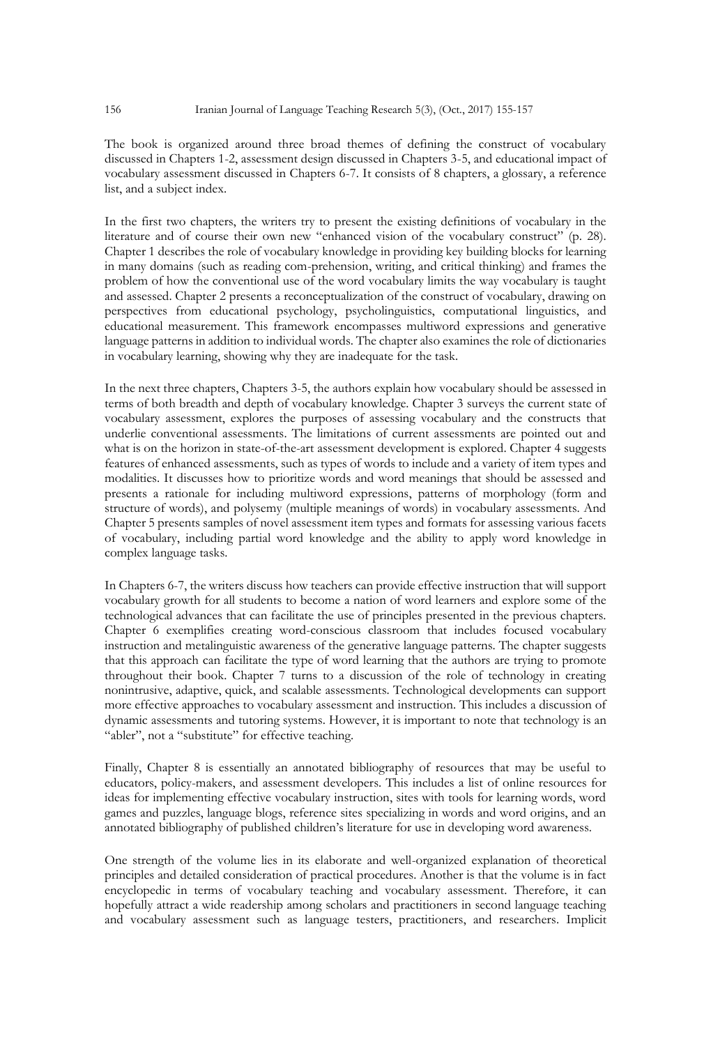The book is organized around three broad themes of defining the construct of vocabulary discussed in Chapters 1-2, assessment design discussed in Chapters 3-5, and educational impact of vocabulary assessment discussed in Chapters 6-7. It consists of 8 chapters, a glossary, a reference list, and a subject index.

In the first two chapters, the writers try to present the existing definitions of vocabulary in the literature and of course their own new "enhanced vision of the vocabulary construct" (p. 28). Chapter 1 describes the role of vocabulary knowledge in providing key building blocks for learning in many domains (such as reading com-prehension, writing, and critical thinking) and frames the problem of how the conventional use of the word vocabulary limits the way vocabulary is taught and assessed. Chapter 2 presents a reconceptualization of the construct of vocabulary, drawing on perspectives from educational psychology, psycholinguistics, computational linguistics, and educational measurement. This framework encompasses multiword expressions and generative language patterns in addition to individual words. The chapter also examines the role of dictionaries in vocabulary learning, showing why they are inadequate for the task.

In the next three chapters, Chapters 3-5, the authors explain how vocabulary should be assessed in terms of both breadth and depth of vocabulary knowledge. Chapter 3 surveys the current state of vocabulary assessment, explores the purposes of assessing vocabulary and the constructs that underlie conventional assessments. The limitations of current assessments are pointed out and what is on the horizon in state-of-the-art assessment development is explored. Chapter 4 suggests features of enhanced assessments, such as types of words to include and a variety of item types and modalities. It discusses how to prioritize words and word meanings that should be assessed and presents a rationale for including multiword expressions, patterns of morphology (form and structure of words), and polysemy (multiple meanings of words) in vocabulary assessments. And Chapter 5 presents samples of novel assessment item types and formats for assessing various facets of vocabulary, including partial word knowledge and the ability to apply word knowledge in complex language tasks.

In Chapters 6-7, the writers discuss how teachers can provide effective instruction that will support vocabulary growth for all students to become a nation of word learners and explore some of the technological advances that can facilitate the use of principles presented in the previous chapters. Chapter 6 exemplifies creating word-conscious classroom that includes focused vocabulary instruction and metalinguistic awareness of the generative language patterns. The chapter suggests that this approach can facilitate the type of word learning that the authors are trying to promote throughout their book. Chapter 7 turns to a discussion of the role of technology in creating nonintrusive, adaptive, quick, and scalable assessments. Technological developments can support more effective approaches to vocabulary assessment and instruction. This includes a discussion of dynamic assessments and tutoring systems. However, it is important to note that technology is an "abler", not a "substitute" for effective teaching.

Finally, Chapter 8 is essentially an annotated bibliography of resources that may be useful to educators, policy-makers, and assessment developers. This includes a list of online resources for ideas for implementing effective vocabulary instruction, sites with tools for learning words, word games and puzzles, language blogs, reference sites specializing in words and word origins, and an annotated bibliography of published children's literature for use in developing word awareness.

One strength of the volume lies in its elaborate and well-organized explanation of theoretical principles and detailed consideration of practical procedures. Another is that the volume is in fact encyclopedic in terms of vocabulary teaching and vocabulary assessment. Therefore, it can hopefully attract a wide readership among scholars and practitioners in second language teaching and vocabulary assessment such as language testers, practitioners, and researchers. Implicit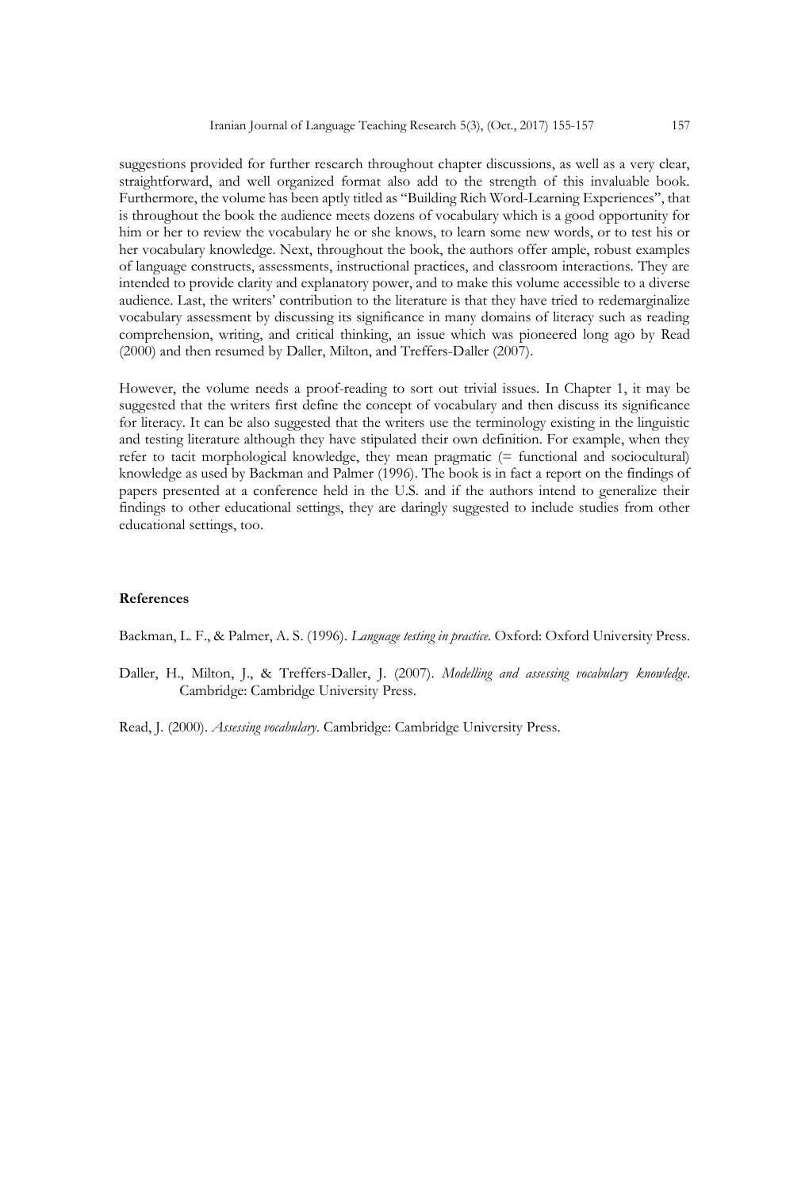suggestions provided for further research throughout chapter discussions, as well as a very clear, straightforward, and well organized format also add to the strength of this invaluable book. Furthermore, the volume has been aptly titled as "Building Rich Word-Learning Experiences", that is throughout the book the audience meets dozens of vocabulary which is a good opportunity for him or her to review the vocabulary he or she knows, to learn some new words, or to test his or her vocabulary knowledge. Next, throughout the book, the authors offer ample, robust examples of language constructs, assessments, instructional practices, and classroom interactions. They are intended to provide clarity and explanatory power, and to make this volume accessible to a diverse audience. Last, the writers' contribution to the literature is that they have tried to redemarginalize vocabulary assessment by discussing its significance in many domains of literacy such as reading comprehension, writing, and critical thinking, an issue which was pioneered long ago by Read (2000) and then resumed by Daller, Milton, and Treffers-Daller (2007).

However, the volume needs a proof-reading to sort out trivial issues. In Chapter 1, it may be suggested that the writers first define the concept of vocabulary and then discuss its significance for literacy. It can be also suggested that the writers use the terminology existing in the linguistic and testing literature although they have stipulated their own definition. For example, when they refer to tacit morphological knowledge, they mean pragmatic (= functional and sociocultural) knowledge as used by Backman and Palmer (1996). The book is in fact a report on the findings of papers presented at a conference held in the U.S. and if the authors intend to generalize their findings to other educational settings, they are daringly suggested to include studies from other educational settings, too.

**References**

Backman, L. F., & Palmer, A. S. (1996). *Language testing in practice*. Oxford: Oxford University Press.

Daller, H., Milton, J., & Treffers-Daller, J. (2007). *Modelling and assessing vocabulary knowledge*. Cambridge: Cambridge University Press.

Read, J. (2000). *Assessing vocabulary*. Cambridge: Cambridge University Press.